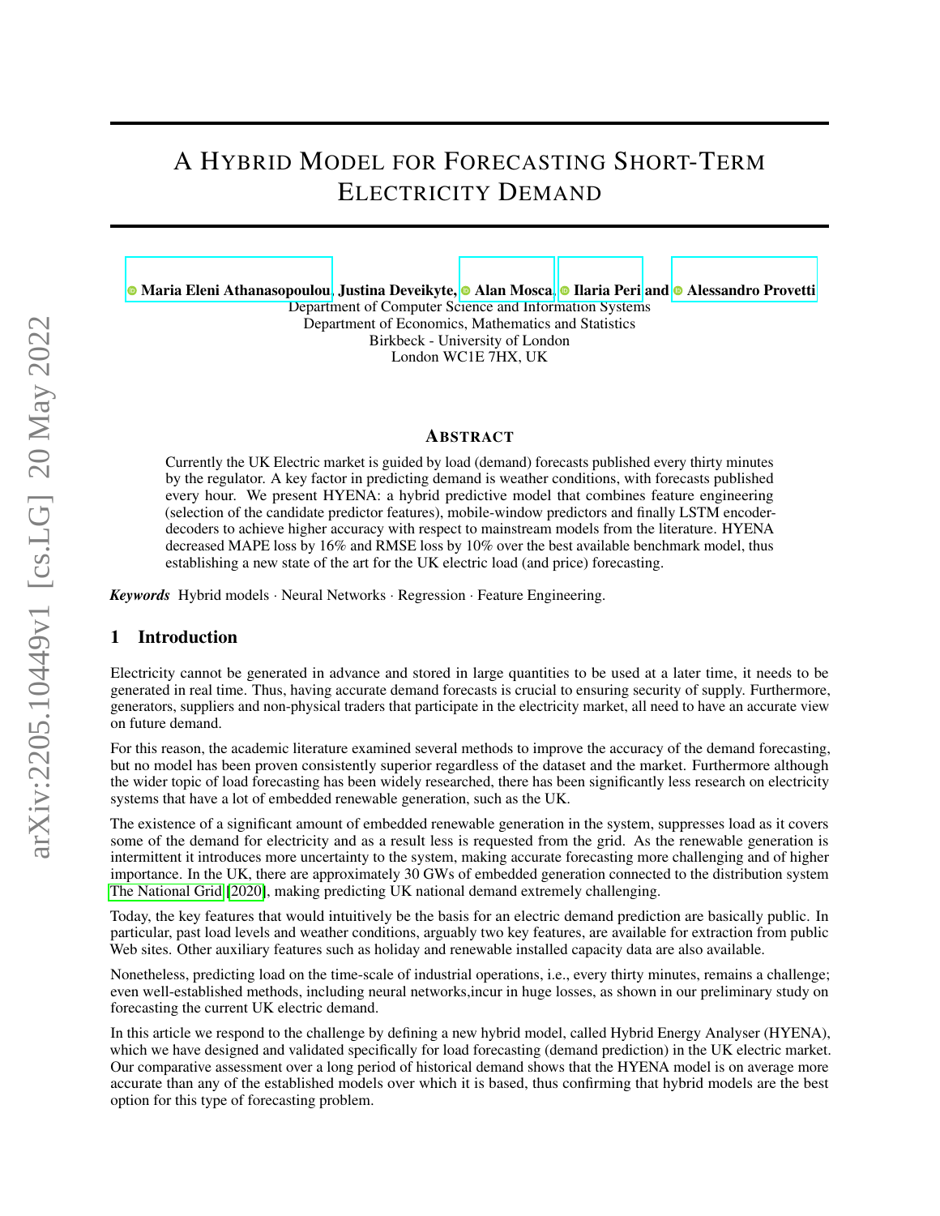# A Hybrid Model for Forecasting Short-Term Electricity Demand

**Maria Eleni Athanasopoulou, Justina Deveikyte, Alan Mosca, Ilaria Peri and Alessandro Provetti**

Department of Computer Science and Information Systems
Department of Economics, Mathematics and Statistics
Birkbeck - University of London
London WC1E 7HX, UK

## Abstract

Currently the UK Electric market is guided by load (demand) forecasts published every thirty minutes by the regulator. A key factor in predicting demand is weather conditions, with forecasts published every hour. We present HYENA: a hybrid predictive model that combines feature engineering (selection of the candidate predictor features), mobile-window predictors and finally LSTM encoder-decoders to achieve higher accuracy with respect to mainstream models from the literature. HYENA decreased MAPE loss by 16% and RMSE loss by 10% over the best available benchmark model, thus establishing a new state of the art for the UK electric load (and price) forecasting.

***Keywords*** Hybrid models · Neural Networks · Regression · Feature Engineering.

## 1 Introduction

Electricity cannot be generated in advance and stored in large quantities to be used at a later time, it needs to be generated in real time. Thus, having accurate demand forecasts is crucial to ensuring security of supply. Furthermore, generators, suppliers and non-physical traders that participate in the electricity market, all need to have an accurate view on future demand.

For this reason, the academic literature examined several methods to improve the accuracy of the demand forecasting, but no model has been proven consistently superior regardless of the dataset and the market. Furthermore although the wider topic of load forecasting has been widely researched, there has been significantly less research on electricity systems that have a lot of embedded renewable generation, such as the UK.

The existence of a significant amount of embedded renewable generation in the system, suppresses load as it covers some of the demand for electricity and as a result less is requested from the grid. As the renewable generation is intermittent it introduces more uncertainty to the system, making accurate forecasting more challenging and of higher importance. In the UK, there are approximately 30 GWs of embedded generation connected to the distribution system The National Grid [2020], making predicting UK national demand extremely challenging.

Today, the key features that would intuitively be the basis for an electric demand prediction are basically public. In particular, past load levels and weather conditions, arguably two key features, are available for extraction from public Web sites. Other auxiliary features such as holiday and renewable installed capacity data are also available.

Nonetheless, predicting load on the time-scale of industrial operations, i.e., every thirty minutes, remains a challenge; even well-established methods, including neural networks,incur in huge losses, as shown in our preliminary study on forecasting the current UK electric demand.

In this article we respond to the challenge by defining a new hybrid model, called Hybrid Energy Analyser (HYENA), which we have designed and validated specifically for load forecasting (demand prediction) in the UK electric market. Our comparative assessment over a long period of historical demand shows that the HYENA model is on average more accurate than any of the established models over which it is based, thus confirming that hybrid models are the best option for this type of forecasting problem.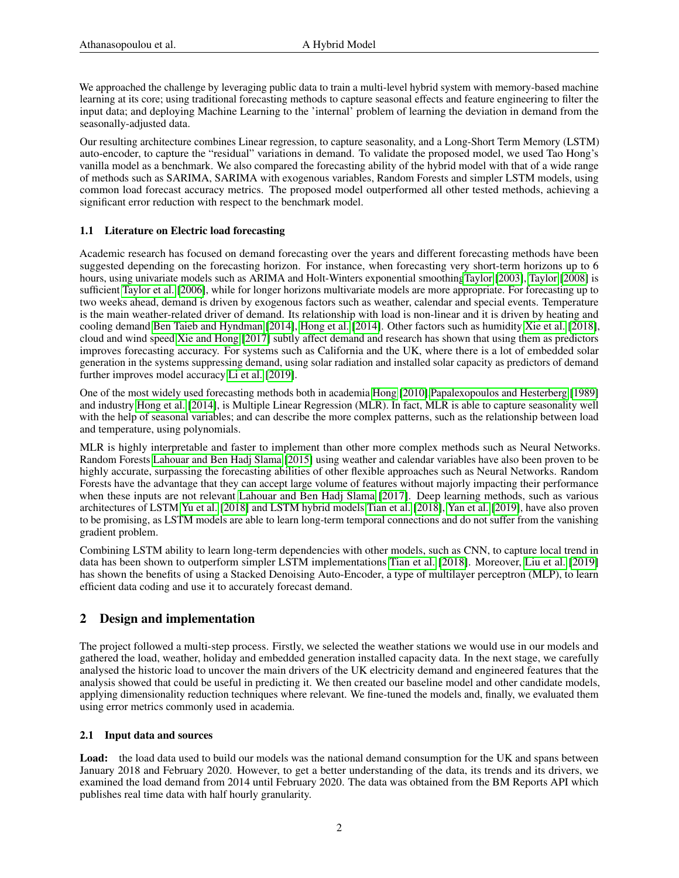We approached the challenge by leveraging public data to train a multi-level hybrid system with memory-based machine learning at its core; using traditional forecasting methods to capture seasonal effects and feature engineering to filter the input data; and deploying Machine Learning to the 'internal' problem of learning the deviation in demand from the seasonally-adjusted data.

Our resulting architecture combines Linear regression, to capture seasonality, and a Long-Short Term Memory (LSTM) auto-encoder, to capture the "residual" variations in demand. To validate the proposed model, we used Tao Hong's vanilla model as a benchmark. We also compared the forecasting ability of the hybrid model with that of a wide range of methods such as SARIMA, SARIMA with exogenous variables, Random Forests and simpler LSTM models, using common load forecast accuracy metrics. The proposed model outperformed all other tested methods, achieving a significant error reduction with respect to the benchmark model.

### 1.1 Literature on Electric load forecasting

Academic research has focused on demand forecasting over the years and different forecasting methods have been suggested depending on the forecasting horizon. For instance, when forecasting very short-term horizons up to 6 hours, using univariate models such as ARIMA and Holt-Winters exponential smoothing Taylor [2003], Taylor [2008] is sufficient Taylor et al. [2006], while for longer horizons multivariate models are more appropriate. For forecasting up to two weeks ahead, demand is driven by exogenous factors such as weather, calendar and special events. Temperature is the main weather-related driver of demand. Its relationship with load is non-linear and it is driven by heating and cooling demand Ben Taieb and Hyndman [2014], Hong et al. [2014]. Other factors such as humidity Xie et al. [2018], cloud and wind speed Xie and Hong [2017] subtly affect demand and research has shown that using them as predictors improves forecasting accuracy. For systems such as California and the UK, where there is a lot of embedded solar generation in the systems suppressing demand, using solar radiation and installed solar capacity as predictors of demand further improves model accuracy Li et al. [2019].

One of the most widely used forecasting methods both in academia Hong [2010] Papalexopoulos and Hesterberg [1989] and industry Hong et al. [2014], is Multiple Linear Regression (MLR). In fact, MLR is able to capture seasonality well with the help of seasonal variables; and can describe the more complex patterns, such as the relationship between load and temperature, using polynomials.

MLR is highly interpretable and faster to implement than other more complex methods such as Neural Networks. Random Forests Lahouar and Ben Hadj Slama [2015] using weather and calendar variables have also been proven to be highly accurate, surpassing the forecasting abilities of other flexible approaches such as Neural Networks. Random Forests have the advantage that they can accept large volume of features without majorly impacting their performance when these inputs are not relevant Lahouar and Ben Hadj Slama [2017]. Deep learning methods, such as various architectures of LSTM Yu et al. [2018] and LSTM hybrid models Tian et al. [2018], Yan et al. [2019], have also proven to be promising, as LSTM models are able to learn long-term temporal connections and do not suffer from the vanishing gradient problem.

Combining LSTM ability to learn long-term dependencies with other models, such as CNN, to capture local trend in data has been shown to outperform simpler LSTM implementations Tian et al. [2018]. Moreover, Liu et al. [2019] has shown the benefits of using a Stacked Denoising Auto-Encoder, a type of multilayer perceptron (MLP), to learn efficient data coding and use it to accurately forecast demand.

## 2 Design and implementation

The project followed a multi-step process. Firstly, we selected the weather stations we would use in our models and gathered the load, weather, holiday and embedded generation installed capacity data. In the next stage, we carefully analysed the historic load to uncover the main drivers of the UK electricity demand and engineered features that the analysis showed that could be useful in predicting it. We then created our baseline model and other candidate models, applying dimensionality reduction techniques where relevant. We fine-tuned the models and, finally, we evaluated them using error metrics commonly used in academia.

### 2.1 Input data and sources

**Load:** the load data used to build our models was the national demand consumption for the UK and spans between January 2018 and February 2020. However, to get a better understanding of the data, its trends and its drivers, we examined the load demand from 2014 until February 2020. The data was obtained from the BM Reports API which publishes real time data with half hourly granularity.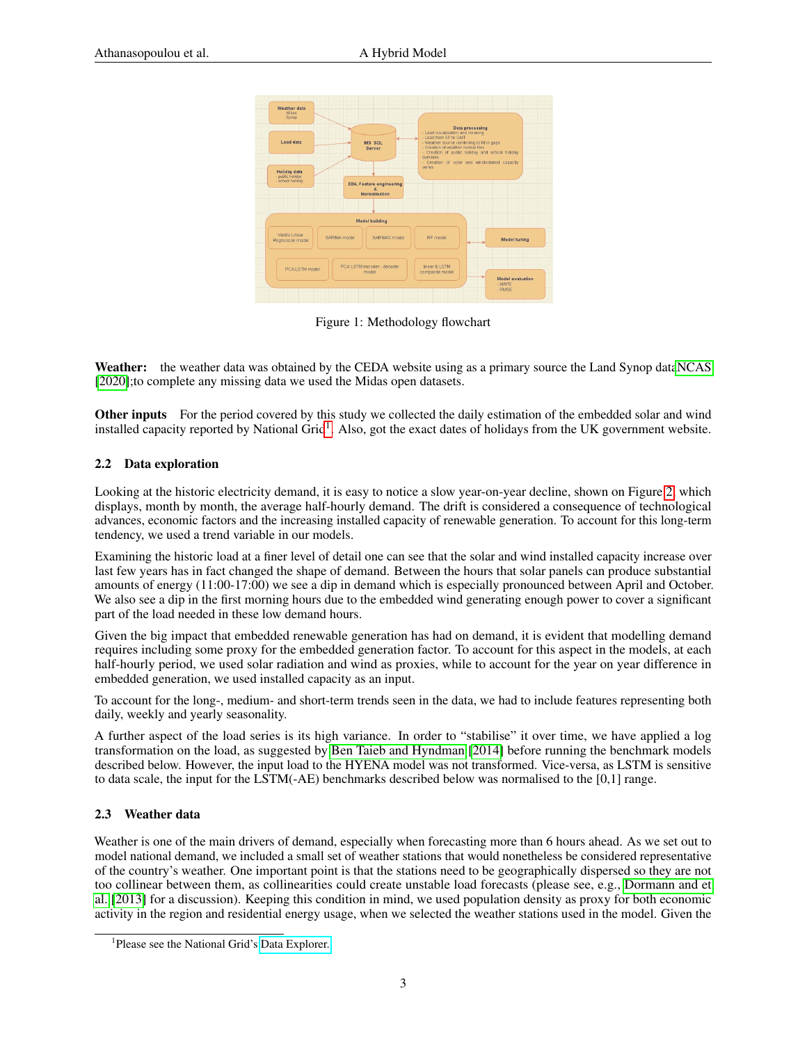Figure 1: Methodology flowchart

**Weather:** the weather data was obtained by the CEDA website using as a primary source the Land Synop data NCAS [2020];to complete any missing data we used the Midas open datasets.

**Other inputs** For the period covered by this study we collected the daily estimation of the embedded solar and wind installed capacity reported by National Grid[1]. Also, got the exact dates of holidays from the UK government website.

### 2.2 Data exploration

Looking at the historic electricity demand, it is easy to notice a slow year-on-year decline, shown on Figure 2, which displays, month by month, the average half-hourly demand. The drift is considered a consequence of technological advances, economic factors and the increasing installed capacity of renewable generation. To account for this long-term tendency, we used a trend variable in our models.

Examining the historic load at a finer level of detail one can see that the solar and wind installed capacity increase over last few years has in fact changed the shape of demand. Between the hours that solar panels can produce substantial amounts of energy (11:00-17:00) we see a dip in demand which is especially pronounced between April and October. We also see a dip in the first morning hours due to the embedded wind generating enough power to cover a significant part of the load needed in these low demand hours.

Given the big impact that embedded renewable generation has had on demand, it is evident that modelling demand requires including some proxy for the embedded generation factor. To account for this aspect in the models, at each half-hourly period, we used solar radiation and wind as proxies, while to account for the year on year difference in embedded generation, we used installed capacity as an input.

To account for the long-, medium- and short-term trends seen in the data, we had to include features representing both daily, weekly and yearly seasonality.

A further aspect of the load series is its high variance. In order to "stabilise" it over time, we have applied a log transformation on the load, as suggested by Ben Taieb and Hyndman [2014] before running the benchmark models described below. However, the input load to the HYENA model was not transformed. Vice-versa, as LSTM is sensitive to data scale, the input for the LSTM(-AE) benchmarks described below was normalised to the [0,1] range.

### 2.3 Weather data

Weather is one of the main drivers of demand, especially when forecasting more than 6 hours ahead. As we set out to model national demand, we included a small set of weather stations that would nonetheless be considered representative of the country's weather. One important point is that the stations need to be geographically dispersed so they are not too collinear between them, as collinearities could create unstable load forecasts (please see, e.g., Dormann and et al. [2013] for a discussion). Keeping this condition in mind, we used population density as proxy for both economic activity in the region and residential energy usage, when we selected the weather stations used in the model. Given the

[1]Please see the National Grid's Data Explorer.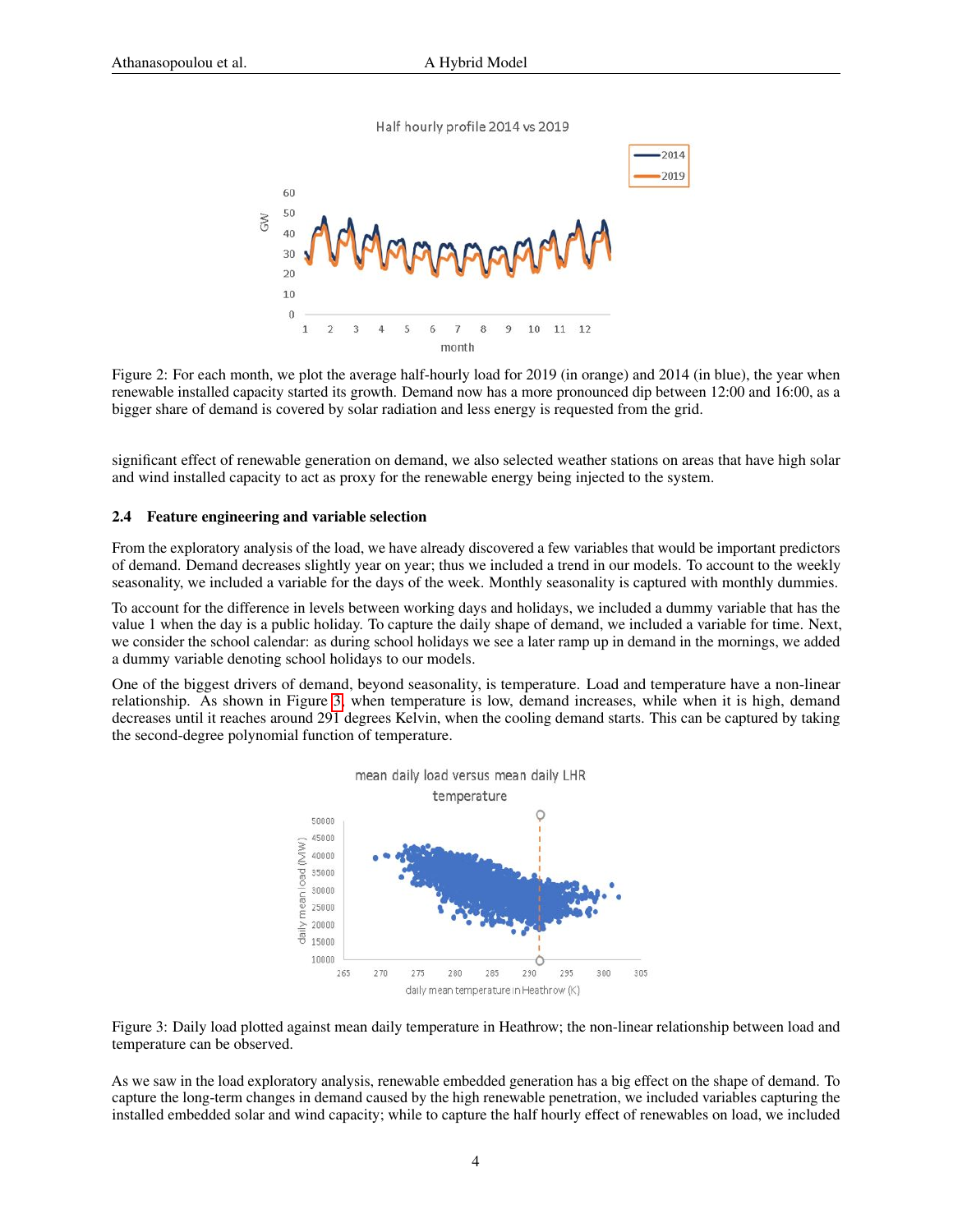Figure 2: For each month, we plot the average half-hourly load for 2019 (in orange) and 2014 (in blue), the year when renewable installed capacity started its growth. Demand now has a more pronounced dip between 12:00 and 16:00, as a bigger share of demand is covered by solar radiation and less energy is requested from the grid.

significant effect of renewable generation on demand, we also selected weather stations on areas that have high solar and wind installed capacity to act as proxy for the renewable energy being injected to the system.

### 2.4 Feature engineering and variable selection

From the exploratory analysis of the load, we have already discovered a few variables that would be important predictors of demand. Demand decreases slightly year on year; thus we included a trend in our models. To account to the weekly seasonality, we included a variable for the days of the week. Monthly seasonality is captured with monthly dummies.

To account for the difference in levels between working days and holidays, we included a dummy variable that has the value 1 when the day is a public holiday. To capture the daily shape of demand, we included a variable for time. Next, we consider the school calendar: as during school holidays we see a later ramp up in demand in the mornings, we added a dummy variable denoting school holidays to our models.

One of the biggest drivers of demand, beyond seasonality, is temperature. Load and temperature have a non-linear relationship. As shown in Figure 3, when temperature is low, demand increases, while when it is high, demand decreases until it reaches around 291 degrees Kelvin, when the cooling demand starts. This can be captured by taking the second-degree polynomial function of temperature.

Figure 3: Daily load plotted against mean daily temperature in Heathrow; the non-linear relationship between load and temperature can be observed.

As we saw in the load exploratory analysis, renewable embedded generation has a big effect on the shape of demand. To capture the long-term changes in demand caused by the high renewable penetration, we included variables capturing the installed embedded solar and wind capacity; while to capture the half hourly effect of renewables on load, we included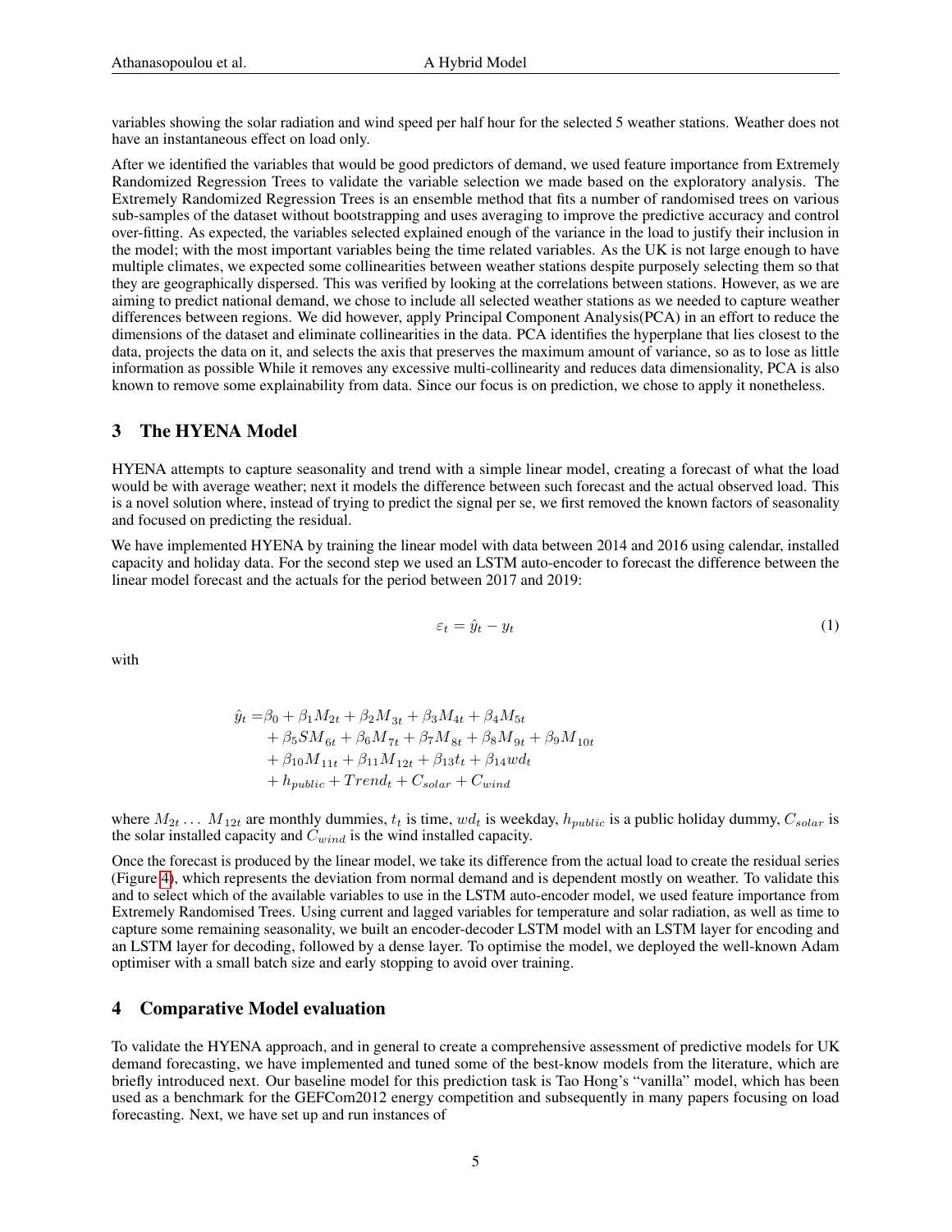variables showing the solar radiation and wind speed per half hour for the selected 5 weather stations. Weather does not have an instantaneous effect on load only.

After we identified the variables that would be good predictors of demand, we used feature importance from Extremely Randomized Regression Trees to validate the variable selection we made based on the exploratory analysis. The Extremely Randomized Regression Trees is an ensemble method that fits a number of randomised trees on various sub-samples of the dataset without bootstrapping and uses averaging to improve the predictive accuracy and control over-fitting. As expected, the variables selected explained enough of the variance in the load to justify their inclusion in the model; with the most important variables being the time related variables. As the UK is not large enough to have multiple climates, we expected some collinearities between weather stations despite purposely selecting them so that they are geographically dispersed. This was verified by looking at the correlations between stations. However, as we are aiming to predict national demand, we chose to include all selected weather stations as we needed to capture weather differences between regions. We did however, apply Principal Component Analysis(PCA) in an effort to reduce the dimensions of the dataset and eliminate collinearities in the data. PCA identifies the hyperplane that lies closest to the data, projects the data on it, and selects the axis that preserves the maximum amount of variance, so as to lose as little information as possible While it removes any excessive multi-collinearity and reduces data dimensionality, PCA is also known to remove some explainability from data. Since our focus is on prediction, we chose to apply it nonetheless.

## 3 The HYENA Model

HYENA attempts to capture seasonality and trend with a simple linear model, creating a forecast of what the load would be with average weather; next it models the difference between such forecast and the actual observed load. This is a novel solution where, instead of trying to predict the signal per se, we first removed the known factors of seasonality and focused on predicting the residual.

We have implemented HYENA by training the linear model with data between 2014 and 2016 using calendar, installed capacity and holiday data. For the second step we used an LSTM auto-encoder to forecast the difference between the linear model forecast and the actuals for the period between 2017 and 2019:

$$\varepsilon_t = \hat{y}_t - y_t \tag{1}$$

with

$$\begin{aligned}
\hat{y}_t = &\beta_0 + \beta_1 M_{2t} + \beta_2 M_{3t} + \beta_3 M_{4t} + \beta_4 M_{5t} \\
&+ \beta_5 SM_{6t} + \beta_6 M_{7t} + \beta_7 M_{8t} + \beta_8 M_{9t} + \beta_9 M_{10t} \\
&+ \beta_{10} M_{11t} + \beta_{11} M_{12t} + \beta_{13} t_t + \beta_{14} wd_t \\
&+ h_{public} + Trend_t + C_{solar} + C_{wind}
\end{aligned}$$

where $M_{2t} \ldots M_{12t}$ are monthly dummies, $t_t$ is time, $wd_t$ is weekday, $h_{public}$ is a public holiday dummy, $C_{solar}$ is the solar installed capacity and $C_{wind}$ is the wind installed capacity.

Once the forecast is produced by the linear model, we take its difference from the actual load to create the residual series (Figure 4), which represents the deviation from normal demand and is dependent mostly on weather. To validate this and to select which of the available variables to use in the LSTM auto-encoder model, we used feature importance from Extremely Randomised Trees. Using current and lagged variables for temperature and solar radiation, as well as time to capture some remaining seasonality, we built an encoder-decoder LSTM model with an LSTM layer for encoding and an LSTM layer for decoding, followed by a dense layer. To optimise the model, we deployed the well-known Adam optimiser with a small batch size and early stopping to avoid over training.

## 4 Comparative Model evaluation

To validate the HYENA approach, and in general to create a comprehensive assessment of predictive models for UK demand forecasting, we have implemented and tuned some of the best-know models from the literature, which are briefly introduced next. Our baseline model for this prediction task is Tao Hong's "vanilla" model, which has been used as a benchmark for the GEFCom2012 energy competition and subsequently in many papers focusing on load forecasting. Next, we have set up and run instances of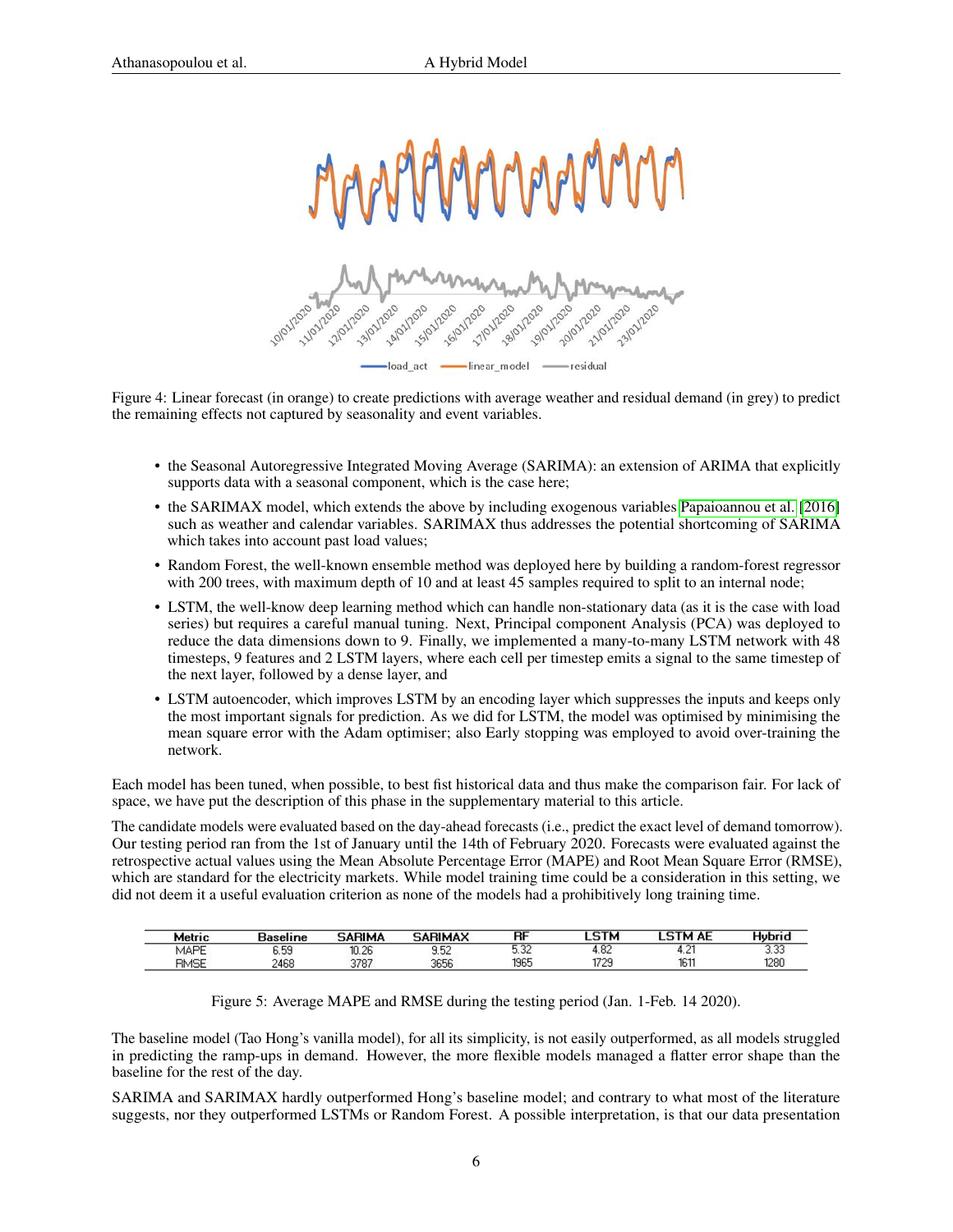Figure 4: Linear forecast (in orange) to create predictions with average weather and residual demand (in grey) to predict the remaining effects not captured by seasonality and event variables.

- the Seasonal Autoregressive Integrated Moving Average (SARIMA): an extension of ARIMA that explicitly supports data with a seasonal component, which is the case here;
- the SARIMAX model, which extends the above by including exogenous variables Papaioannou et al. [2016] such as weather and calendar variables. SARIMAX thus addresses the potential shortcoming of SARIMA which takes into account past load values;
- Random Forest, the well-known ensemble method was deployed here by building a random-forest regressor with 200 trees, with maximum depth of 10 and at least 45 samples required to split to an internal node;
- LSTM, the well-know deep learning method which can handle non-stationary data (as it is the case with load series) but requires a careful manual tuning. Next, Principal component Analysis (PCA) was deployed to reduce the data dimensions down to 9. Finally, we implemented a many-to-many LSTM network with 48 timesteps, 9 features and 2 LSTM layers, where each cell per timestep emits a signal to the same timestep of the next layer, followed by a dense layer, and
- LSTM autoencoder, which improves LSTM by an encoding layer which suppresses the inputs and keeps only the most important signals for prediction. As we did for LSTM, the model was optimised by minimising the mean square error with the Adam optimiser; also Early stopping was employed to avoid over-training the network.

Each model has been tuned, when possible, to best fist historical data and thus make the comparison fair. For lack of space, we have put the description of this phase in the supplementary material to this article.

The candidate models were evaluated based on the day-ahead forecasts (i.e., predict the exact level of demand tomorrow). Our testing period ran from the 1st of January until the 14th of February 2020. Forecasts were evaluated against the retrospective actual values using the Mean Absolute Percentage Error (MAPE) and Root Mean Square Error (RMSE), which are standard for the electricity markets. While model training time could be a consideration in this setting, we did not deem it a useful evaluation criterion as none of the models had a prohibitively long training time.

| Metric | Baseline | SARIMA | SARIMAX | RF | LSTM | LSTM AE | Hybrid |
|---|---|---|---|---|---|---|---|
| MAPE | 6.59 | 10.26 | 9.52 | 5.32 | 4.82 | 4.21 | 3.33 |
| RMSE | 2468 | 3787 | 3656 | 1965 | 1729 | 1611 | 1280 |

Figure 5: Average MAPE and RMSE during the testing period (Jan. 1-Feb. 14 2020).

The baseline model (Tao Hong's vanilla model), for all its simplicity, is not easily outperformed, as all models struggled in predicting the ramp-ups in demand. However, the more flexible models managed a flatter error shape than the baseline for the rest of the day.

SARIMA and SARIMAX hardly outperformed Hong's baseline model; and contrary to what most of the literature suggests, nor they outperformed LSTMs or Random Forest. A possible interpretation, is that our data presentation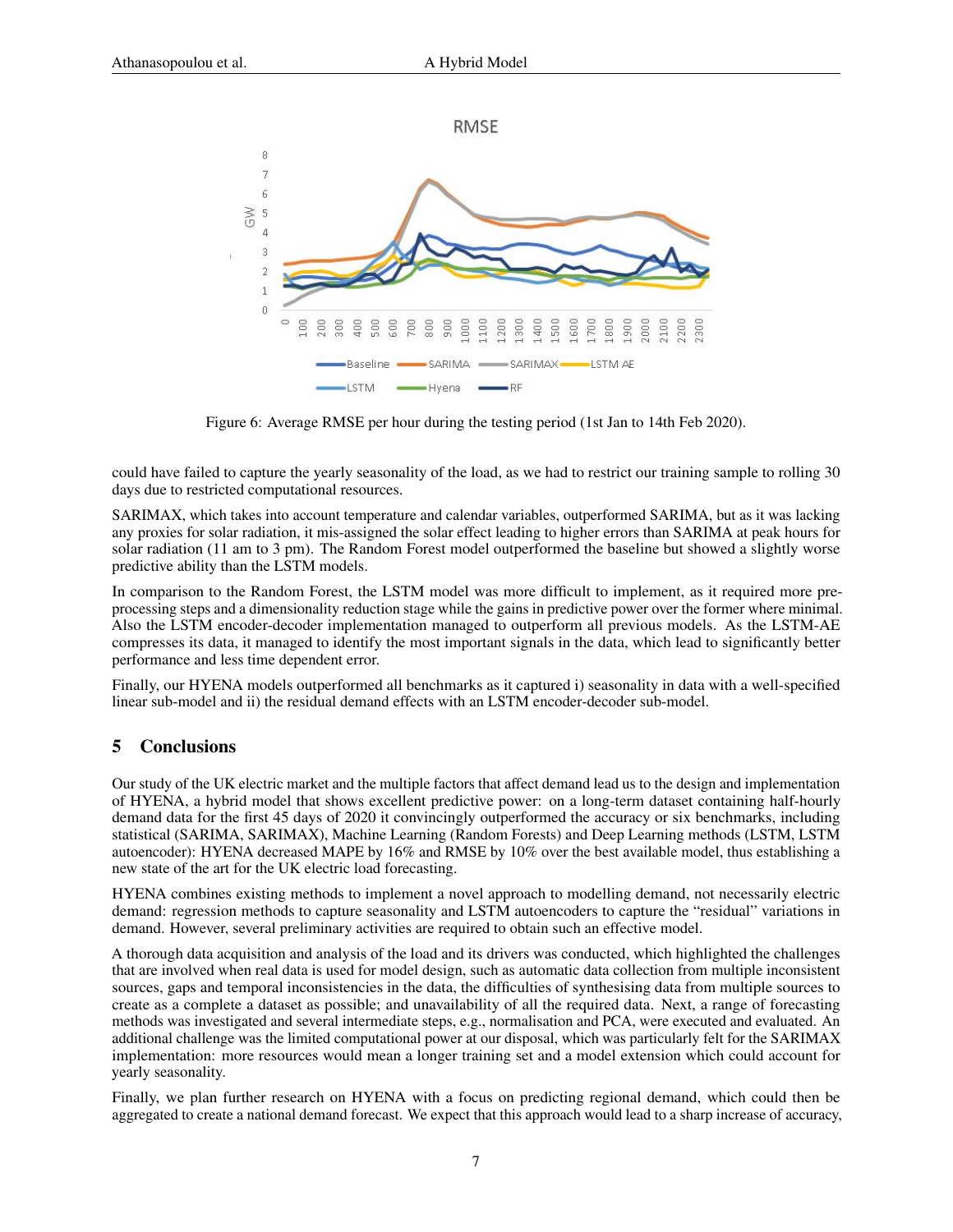Figure 6: Average RMSE per hour during the testing period (1st Jan to 14th Feb 2020).

could have failed to capture the yearly seasonality of the load, as we had to restrict our training sample to rolling 30 days due to restricted computational resources.

SARIMAX, which takes into account temperature and calendar variables, outperformed SARIMA, but as it was lacking any proxies for solar radiation, it mis-assigned the solar effect leading to higher errors than SARIMA at peak hours for solar radiation (11 am to 3 pm). The Random Forest model outperformed the baseline but showed a slightly worse predictive ability than the LSTM models.

In comparison to the Random Forest, the LSTM model was more difficult to implement, as it required more pre-processing steps and a dimensionality reduction stage while the gains in predictive power over the former where minimal. Also the LSTM encoder-decoder implementation managed to outperform all previous models. As the LSTM-AE compresses its data, it managed to identify the most important signals in the data, which lead to significantly better performance and less time dependent error.

Finally, our HYENA models outperformed all benchmarks as it captured i) seasonality in data with a well-specified linear sub-model and ii) the residual demand effects with an LSTM encoder-decoder sub-model.

## 5 Conclusions

Our study of the UK electric market and the multiple factors that affect demand lead us to the design and implementation of HYENA, a hybrid model that shows excellent predictive power: on a long-term dataset containing half-hourly demand data for the first 45 days of 2020 it convincingly outperformed the accuracy or six benchmarks, including statistical (SARIMA, SARIMAX), Machine Learning (Random Forests) and Deep Learning methods (LSTM, LSTM autoencoder): HYENA decreased MAPE by 16% and RMSE by 10% over the best available model, thus establishing a new state of the art for the UK electric load forecasting.

HYENA combines existing methods to implement a novel approach to modelling demand, not necessarily electric demand: regression methods to capture seasonality and LSTM autoencoders to capture the "residual" variations in demand. However, several preliminary activities are required to obtain such an effective model.

A thorough data acquisition and analysis of the load and its drivers was conducted, which highlighted the challenges that are involved when real data is used for model design, such as automatic data collection from multiple inconsistent sources, gaps and temporal inconsistencies in the data, the difficulties of synthesising data from multiple sources to create as a complete a dataset as possible; and unavailability of all the required data. Next, a range of forecasting methods was investigated and several intermediate steps, e.g., normalisation and PCA, were executed and evaluated. An additional challenge was the limited computational power at our disposal, which was particularly felt for the SARIMAX implementation: more resources would mean a longer training set and a model extension which could account for yearly seasonality.

Finally, we plan further research on HYENA with a focus on predicting regional demand, which could then be aggregated to create a national demand forecast. We expect that this approach would lead to a sharp increase of accuracy,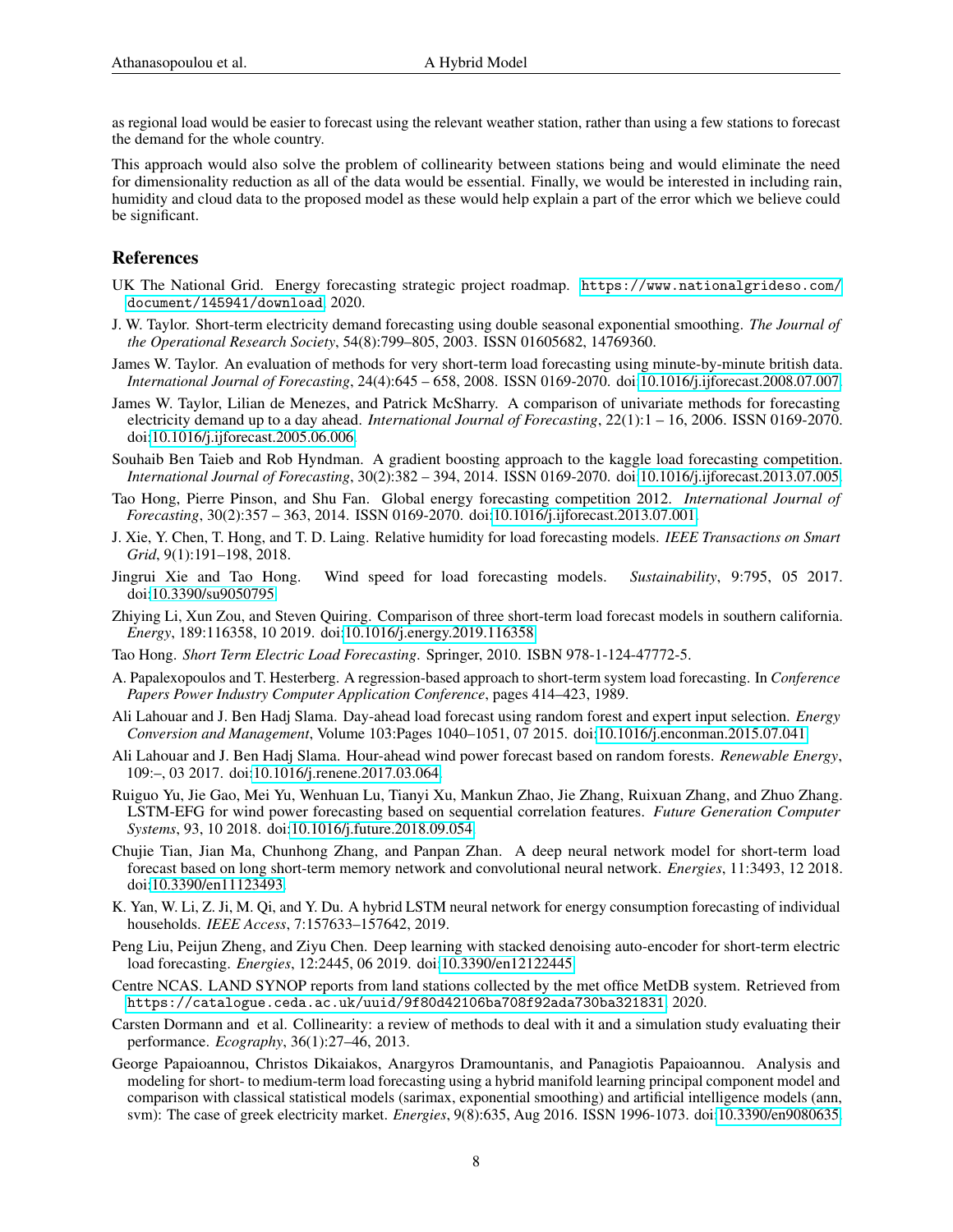as regional load would be easier to forecast using the relevant weather station, rather than using a few stations to forecast the demand for the whole country.

This approach would also solve the problem of collinearity between stations being and would eliminate the need for dimensionality reduction as all of the data would be essential. Finally, we would be interested in including rain, humidity and cloud data to the proposed model as these would help explain a part of the error which we believe could be significant.

## References

UK The National Grid. Energy forecasting strategic project roadmap. https://www.nationalgrideso.com/document/145941/download, 2020.

J. W. Taylor. Short-term electricity demand forecasting using double seasonal exponential smoothing. *The Journal of the Operational Research Society*, 54(8):799–805, 2003. ISSN 01605682, 14769360.

James W. Taylor. An evaluation of methods for very short-term load forecasting using minute-by-minute british data. *International Journal of Forecasting*, 24(4):645 – 658, 2008. ISSN 0169-2070. doi:10.1016/j.ijforecast.2008.07.007.

James W. Taylor, Lilian de Menezes, and Patrick McSharry. A comparison of univariate methods for forecasting electricity demand up to a day ahead. *International Journal of Forecasting*, 22(1):1 – 16, 2006. ISSN 0169-2070. doi:10.1016/j.ijforecast.2005.06.006.

Souhaib Ben Taieb and Rob Hyndman. A gradient boosting approach to the kaggle load forecasting competition. *International Journal of Forecasting*, 30(2):382 – 394, 2014. ISSN 0169-2070. doi:10.1016/j.ijforecast.2013.07.005.

Tao Hong, Pierre Pinson, and Shu Fan. Global energy forecasting competition 2012. *International Journal of Forecasting*, 30(2):357 – 363, 2014. ISSN 0169-2070. doi:10.1016/j.ijforecast.2013.07.001.

J. Xie, Y. Chen, T. Hong, and T. D. Laing. Relative humidity for load forecasting models. *IEEE Transactions on Smart Grid*, 9(1):191–198, 2018.

Jingrui Xie and Tao Hong. Wind speed for load forecasting models. *Sustainability*, 9:795, 05 2017. doi:10.3390/su9050795.

Zhiying Li, Xun Zou, and Steven Quiring. Comparison of three short-term load forecast models in southern california. *Energy*, 189:116358, 10 2019. doi:10.1016/j.energy.2019.116358.

Tao Hong. *Short Term Electric Load Forecasting*. Springer, 2010. ISBN 978-1-124-47772-5.

A. Papalexopoulos and T. Hesterberg. A regression-based approach to short-term system load forecasting. In *Conference Papers Power Industry Computer Application Conference*, pages 414–423, 1989.

Ali Lahouar and J. Ben Hadj Slama. Day-ahead load forecast using random forest and expert input selection. *Energy Conversion and Management*, Volume 103:Pages 1040–1051, 07 2015. doi:10.1016/j.enconman.2015.07.041.

Ali Lahouar and J. Ben Hadj Slama. Hour-ahead wind power forecast based on random forests. *Renewable Energy*, 109:–, 03 2017. doi:10.1016/j.renene.2017.03.064.

Ruiguo Yu, Jie Gao, Mei Yu, Wenhuan Lu, Tianyi Xu, Mankun Zhao, Jie Zhang, Ruixuan Zhang, and Zhuo Zhang. LSTM-EFG for wind power forecasting based on sequential correlation features. *Future Generation Computer Systems*, 93, 10 2018. doi:10.1016/j.future.2018.09.054.

Chujie Tian, Jian Ma, Chunhong Zhang, and Panpan Zhan. A deep neural network model for short-term load forecast based on long short-term memory network and convolutional neural network. *Energies*, 11:3493, 12 2018. doi:10.3390/en11123493.

K. Yan, W. Li, Z. Ji, M. Qi, and Y. Du. A hybrid LSTM neural network for energy consumption forecasting of individual households. *IEEE Access*, 7:157633–157642, 2019.

Peng Liu, Peijun Zheng, and Ziyu Chen. Deep learning with stacked denoising auto-encoder for short-term electric load forecasting. *Energies*, 12:2445, 06 2019. doi:10.3390/en12122445.

Centre NCAS. LAND SYNOP reports from land stations collected by the met office MetDB system. Retrieved from https://catalogue.ceda.ac.uk/uuid/9f80d42106ba708f92ada730ba321831, 2020.

Carsten Dormann and et al. Collinearity: a review of methods to deal with it and a simulation study evaluating their performance. *Ecography*, 36(1):27–46, 2013.

George Papaioannou, Christos Dikaiakos, Anargyros Dramountanis, and Panagiotis Papaioannou. Analysis and modeling for short- to medium-term load forecasting using a hybrid manifold learning principal component model and comparison with classical statistical models (sarimax, exponential smoothing) and artificial intelligence models (ann, svm): The case of greek electricity market. *Energies*, 9(8):635, Aug 2016. ISSN 1996-1073. doi:10.3390/en9080635.